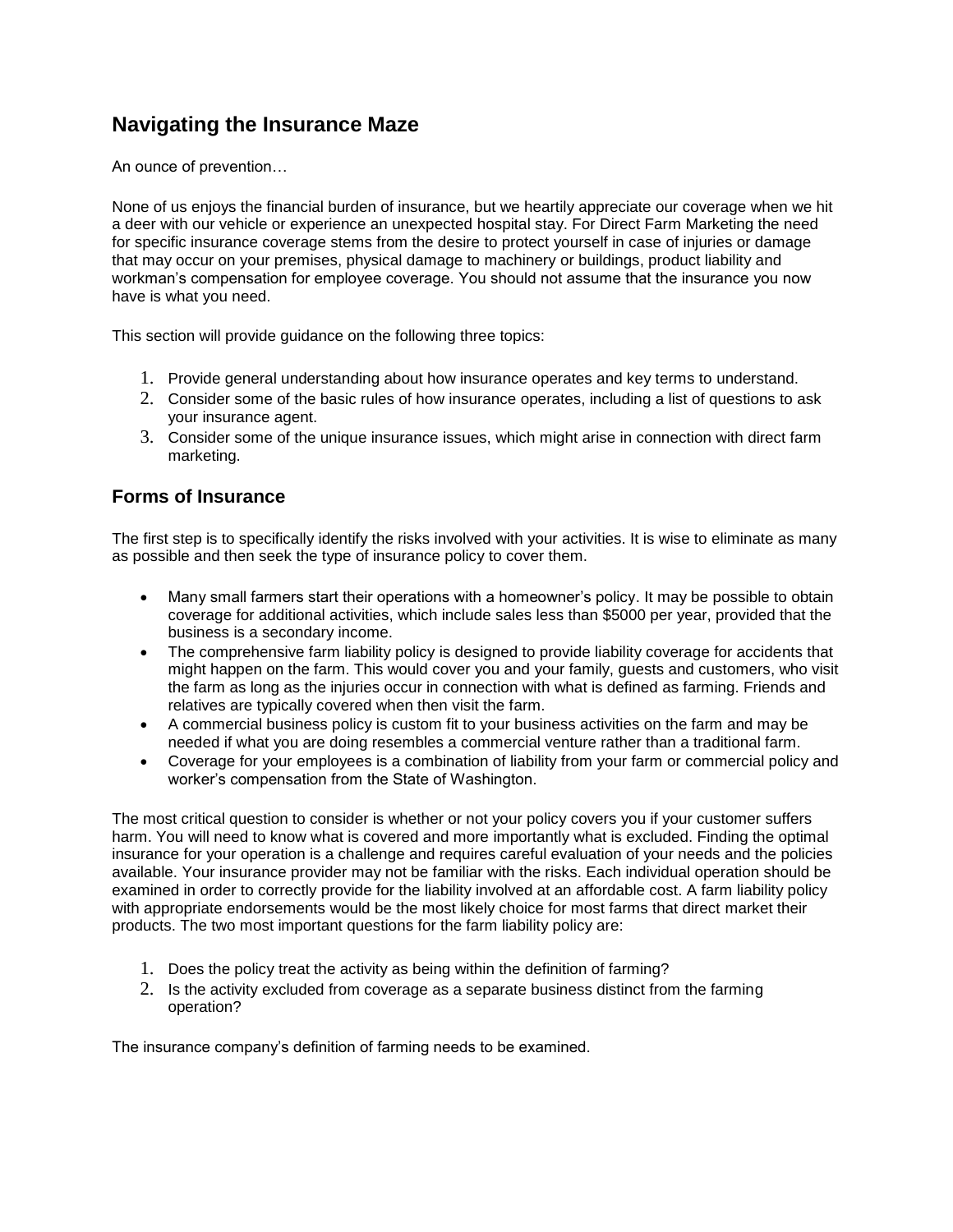# Navigating the Insurance Maze

An ounce of prevention…

None of us enjoys the financial burden of insurance, but we heartily appreciate our coverage when we hit a deer with our vehicle or experience an unexpected hospital stay. For Direct Farm Marketing the need for specific insurance coverage stems from the desire to protect yourself in case of injuries or damage that may occur on your premises, physical damage to machinery or buildings, product liability and workman's compensation for employee coverage. You should not assume that the insurance you now have is what you need.

This section will provide guidance on the following three topics:

1. Provide general understanding about how insurance operates and key terms to understand.
2. Consider some of the basic rules of how insurance operates, including a list of questions to ask your insurance agent.
3. Consider some of the unique insurance issues, which might arise in connection with direct farm marketing.

## Forms of Insurance

The first step is to specifically identify the risks involved with your activities. It is wise to eliminate as many as possible and then seek the type of insurance policy to cover them.

- Many small farmers start their operations with a homeowner's policy. It may be possible to obtain coverage for additional activities, which include sales less than $5000 per year, provided that the business is a secondary income.
- The comprehensive farm liability policy is designed to provide liability coverage for accidents that might happen on the farm. This would cover you and your family, guests and customers, who visit the farm as long as the injuries occur in connection with what is defined as farming. Friends and relatives are typically covered when then visit the farm.
- A commercial business policy is custom fit to your business activities on the farm and may be needed if what you are doing resembles a commercial venture rather than a traditional farm.
- Coverage for your employees is a combination of liability from your farm or commercial policy and worker's compensation from the State of Washington.

The most critical question to consider is whether or not your policy covers you if your customer suffers harm. You will need to know what is covered and more importantly what is excluded. Finding the optimal insurance for your operation is a challenge and requires careful evaluation of your needs and the policies available. Your insurance provider may not be familiar with the risks. Each individual operation should be examined in order to correctly provide for the liability involved at an affordable cost. A farm liability policy with appropriate endorsements would be the most likely choice for most farms that direct market their products. The two most important questions for the farm liability policy are:

1. Does the policy treat the activity as being within the definition of farming?
2. Is the activity excluded from coverage as a separate business distinct from the farming operation?

The insurance company's definition of farming needs to be examined.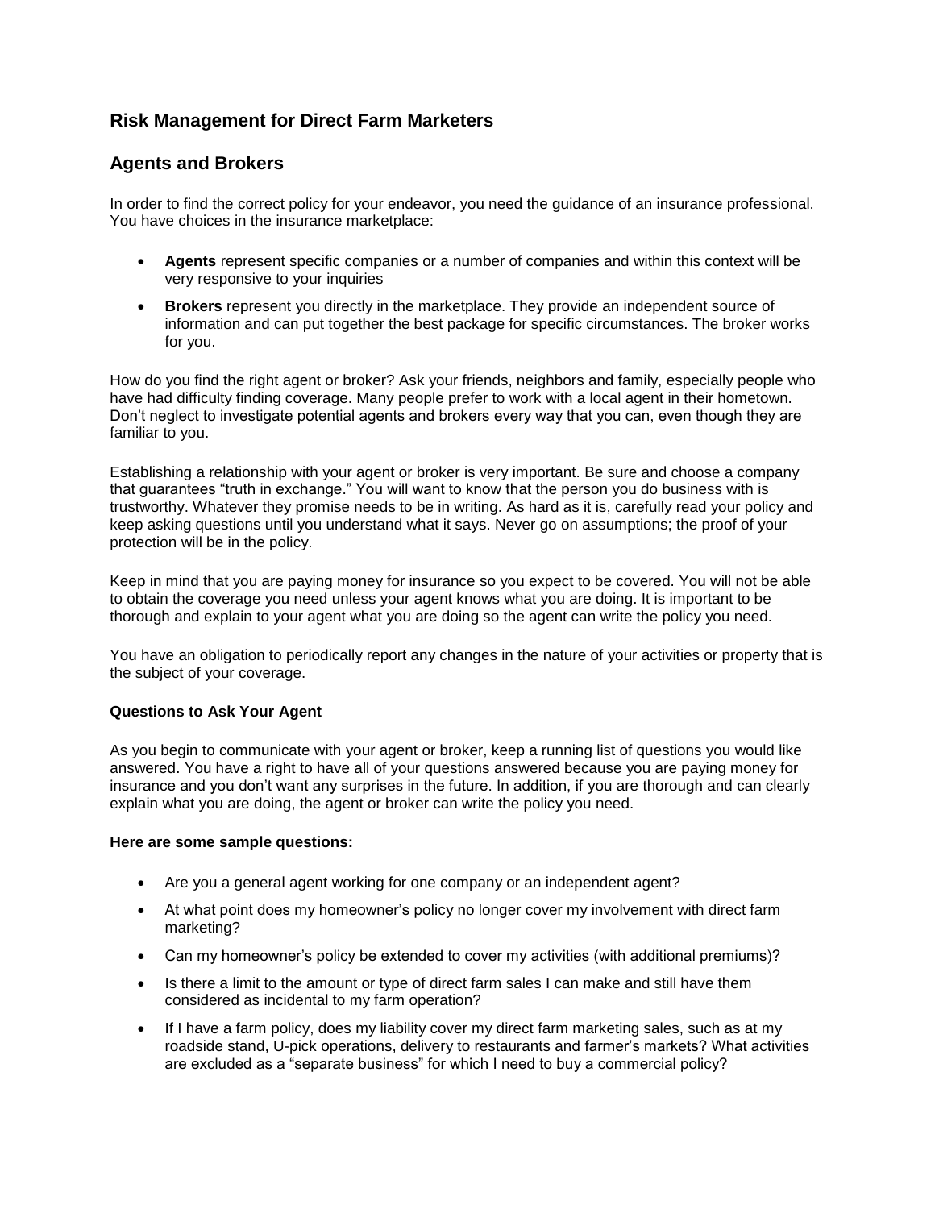## Risk Management for Direct Farm Marketers

## Agents and Brokers

In order to find the correct policy for your endeavor, you need the guidance of an insurance professional. You have choices in the insurance marketplace:

- **Agents** represent specific companies or a number of companies and within this context will be very responsive to your inquiries
- **Brokers** represent you directly in the marketplace. They provide an independent source of information and can put together the best package for specific circumstances. The broker works for you.

How do you find the right agent or broker? Ask your friends, neighbors and family, especially people who have had difficulty finding coverage. Many people prefer to work with a local agent in their hometown. Don't neglect to investigate potential agents and brokers every way that you can, even though they are familiar to you.

Establishing a relationship with your agent or broker is very important. Be sure and choose a company that guarantees "truth in exchange." You will want to know that the person you do business with is trustworthy. Whatever they promise needs to be in writing. As hard as it is, carefully read your policy and keep asking questions until you understand what it says. Never go on assumptions; the proof of your protection will be in the policy.

Keep in mind that you are paying money for insurance so you expect to be covered. You will not be able to obtain the coverage you need unless your agent knows what you are doing. It is important to be thorough and explain to your agent what you are doing so the agent can write the policy you need.

You have an obligation to periodically report any changes in the nature of your activities or property that is the subject of your coverage.

#### Questions to Ask Your Agent

As you begin to communicate with your agent or broker, keep a running list of questions you would like answered. You have a right to have all of your questions answered because you are paying money for insurance and you don't want any surprises in the future. In addition, if you are thorough and can clearly explain what you are doing, the agent or broker can write the policy you need.

**Here are some sample questions:**

- Are you a general agent working for one company or an independent agent?
- At what point does my homeowner's policy no longer cover my involvement with direct farm marketing?
- Can my homeowner's policy be extended to cover my activities (with additional premiums)?
- Is there a limit to the amount or type of direct farm sales I can make and still have them considered as incidental to my farm operation?
- If I have a farm policy, does my liability cover my direct farm marketing sales, such as at my roadside stand, U-pick operations, delivery to restaurants and farmer's markets? What activities are excluded as a "separate business" for which I need to buy a commercial policy?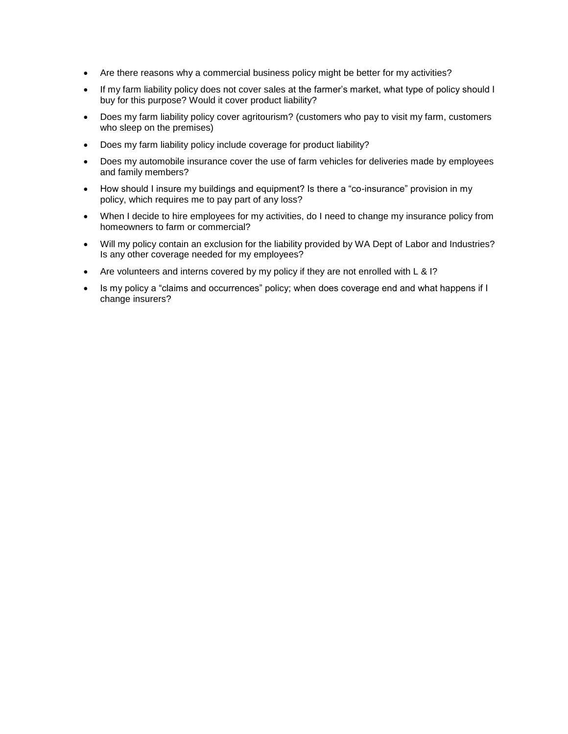- Are there reasons why a commercial business policy might be better for my activities?
- If my farm liability policy does not cover sales at the farmer's market, what type of policy should I buy for this purpose? Would it cover product liability?
- Does my farm liability policy cover agritourism? (customers who pay to visit my farm, customers who sleep on the premises)
- Does my farm liability policy include coverage for product liability?
- Does my automobile insurance cover the use of farm vehicles for deliveries made by employees and family members?
- How should I insure my buildings and equipment? Is there a "co-insurance" provision in my policy, which requires me to pay part of any loss?
- When I decide to hire employees for my activities, do I need to change my insurance policy from homeowners to farm or commercial?
- Will my policy contain an exclusion for the liability provided by WA Dept of Labor and Industries? Is any other coverage needed for my employees?
- Are volunteers and interns covered by my policy if they are not enrolled with L & I?
- Is my policy a "claims and occurrences" policy; when does coverage end and what happens if I change insurers?